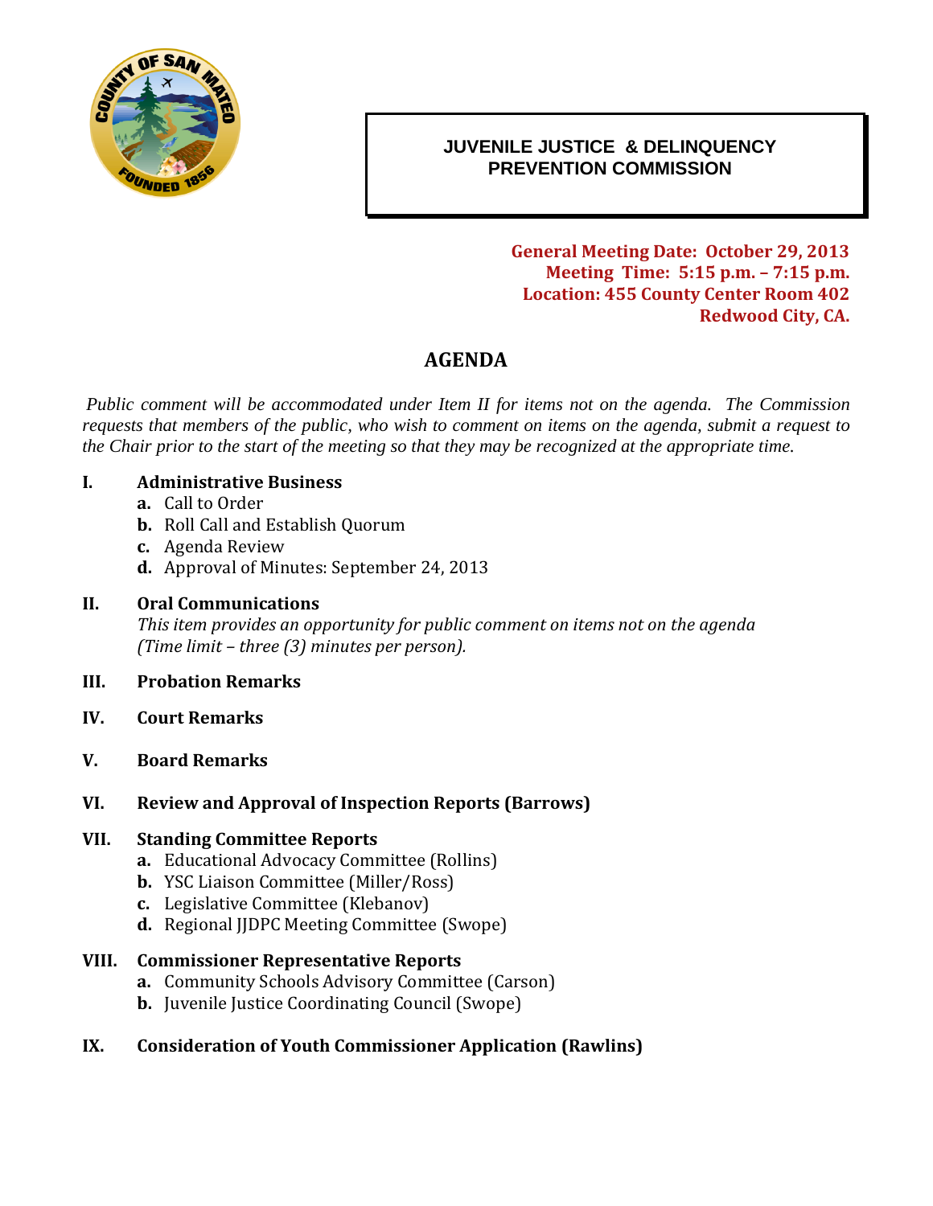**JUVENILE JUSTICE & DELINQUENCY PREVENTION COMMISSION**

**General Meeting Date: October 29, 2013**
**Meeting Time: 5:15 p.m. – 7:15 p.m.**
**Location: 455 County Center Room 402**
**Redwood City, CA.**

# AGENDA

*Public comment will be accommodated under Item II for items not on the agenda. The Commission requests that members of the public, who wish to comment on items on the agenda, submit a request to the Chair prior to the start of the meeting so that they may be recognized at the appropriate time.*

**I. Administrative Business**

- **a.** Call to Order
- **b.** Roll Call and Establish Quorum
- **c.** Agenda Review
- **d.** Approval of Minutes: September 24, 2013

**II. Oral Communications**

*This item provides an opportunity for public comment on items not on the agenda (Time limit – three (3) minutes per person).*

**III. Probation Remarks**

**IV. Court Remarks**

**V. Board Remarks**

**VI. Review and Approval of Inspection Reports (Barrows)**

**VII. Standing Committee Reports**

- **a.** Educational Advocacy Committee (Rollins)
- **b.** YSC Liaison Committee (Miller/Ross)
- **c.** Legislative Committee (Klebanov)
- **d.** Regional JJDPC Meeting Committee (Swope)

**VIII. Commissioner Representative Reports**

- **a.** Community Schools Advisory Committee (Carson)
- **b.** Juvenile Justice Coordinating Council (Swope)

**IX. Consideration of Youth Commissioner Application (Rawlins)**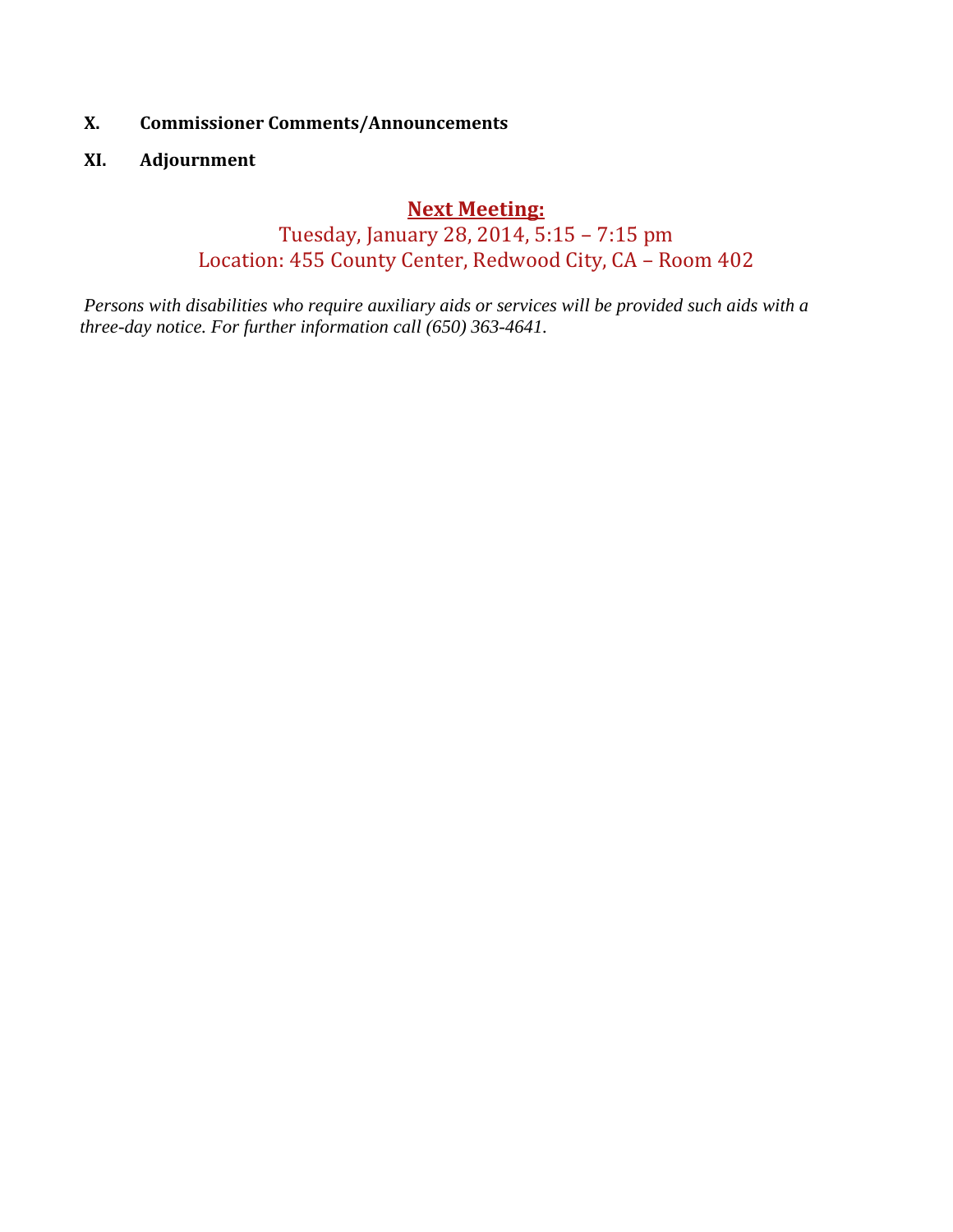**X. Commissioner Comments/Announcements**

**XI. Adjournment**

**Next Meeting:**

Tuesday, January 28, 2014, 5:15 – 7:15 pm
Location: 455 County Center, Redwood City, CA – Room 402

*Persons with disabilities who require auxiliary aids or services will be provided such aids with a three-day notice. For further information call (650) 363-4641.*